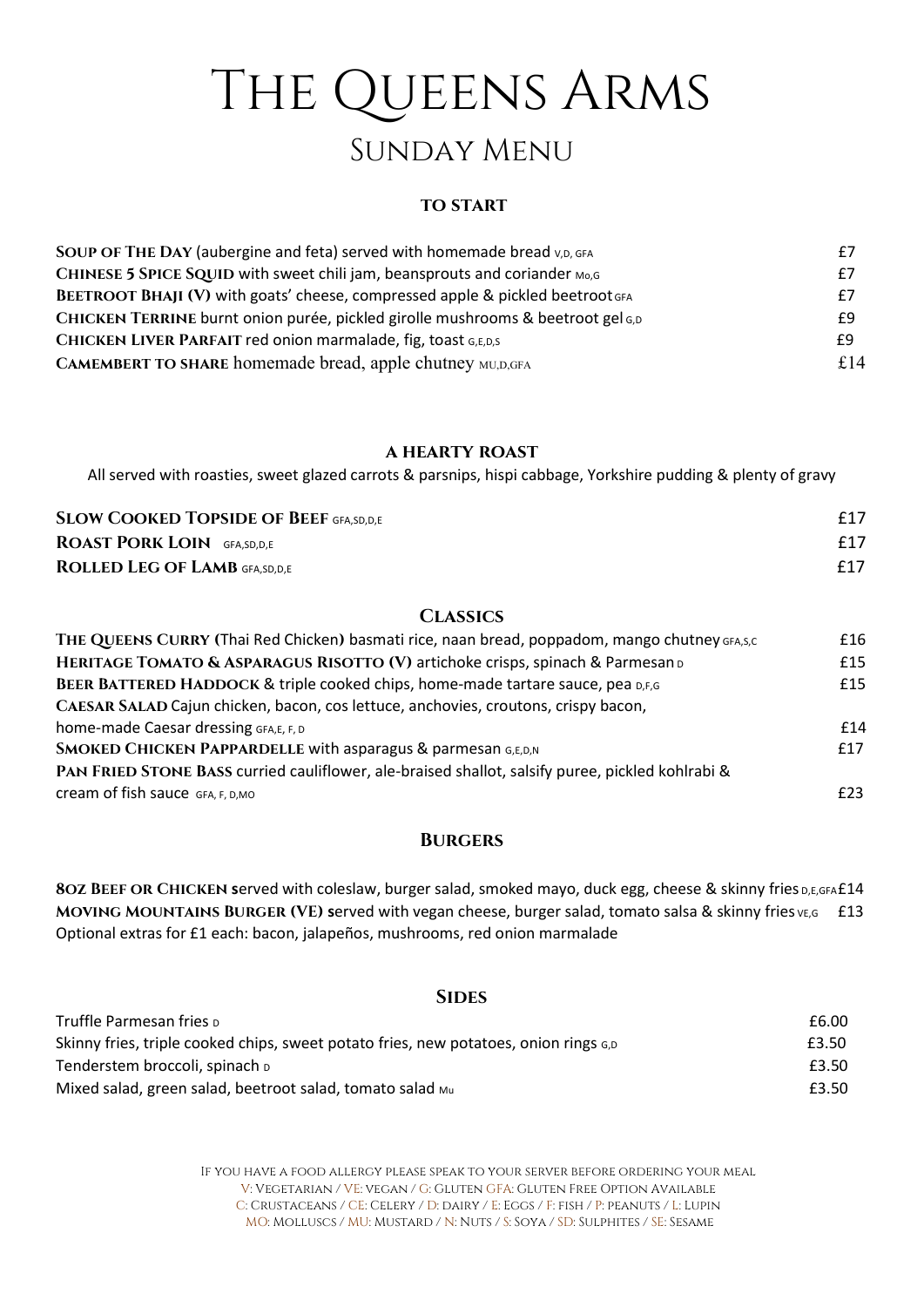# The Queens Arms

## Sunday Menu

### TO START

| | |
|---|---|
| **Soup of The Day** (aubergine and feta) served with homemade bread V,D, GFA | £7 |
| **Chinese 5 Spice Squid** with sweet chili jam, beansprouts and coriander Mo,G | £7 |
| **Beetroot Bhaji (V)** with goats' cheese, compressed apple & pickled beetroot GFA | £7 |
| **Chicken Terrine** burnt onion purée, pickled girolle mushrooms & beetroot gel G,D | £9 |
| **Chicken Liver Parfait** red onion marmalade, fig, toast G,E,D,S | £9 |
| **Camembert to share** homemade bread, apple chutney MU,D,GFA | £14 |

### A HEARTY ROAST

All served with roasties, sweet glazed carrots & parsnips, hispi cabbage, Yorkshire pudding & plenty of gravy

| | |
|---|---|
| **Slow Cooked Topside of Beef** GFA,SD,D,E | £17 |
| **Roast Pork Loin** GFA,SD,D,E | £17 |
| **Rolled Leg of Lamb** GFA,SD,D,E | £17 |

### Classics

| | |
|---|---|
| **The Queens Curry (**Thai Red Chicken**)** basmati rice, naan bread, poppadom, mango chutney GFA,S,C | £16 |
| **Heritage Tomato & Asparagus Risotto (V)** artichoke crisps, spinach & Parmesan D | £15 |
| **Beer Battered Haddock** & triple cooked chips, home-made tartare sauce, pea D,F,G | £15 |
| **Caesar Salad** Cajun chicken, bacon, cos lettuce, anchovies, croutons, crispy bacon, home-made Caesar dressing GFA,E, F, D | £14 |
| **Smoked Chicken Pappardelle** with asparagus & parmesan G,E,D,N | £17 |
| **Pan Fried Stone Bass** curried cauliflower, ale-braised shallot, salsify puree, pickled kohlrabi & cream of fish sauce GFA, F, D,MO | £23 |

### Burgers

| | |
|---|---|
| **8oz Beef or Chicken s**erved with coleslaw, burger salad, smoked mayo, duck egg, cheese & skinny fries D,E,GFA | £14 |
| **Moving Mountains Burger (VE) s**erved with vegan cheese, burger salad, tomato salsa & skinny fries VE,G | £13 |

Optional extras for £1 each: bacon, jalapeños, mushrooms, red onion marmalade

### Sides

| | |
|---|---|
| Truffle Parmesan fries D | £6.00 |
| Skinny fries, triple cooked chips, sweet potato fries, new potatoes, onion rings G,D | £3.50 |
| Tenderstem broccoli, spinach D | £3.50 |
| Mixed salad, green salad, beetroot salad, tomato salad Mu | £3.50 |

If you have a food allergy please speak to your server before ordering your meal

V: Vegetarian / VE: vegan / G: Gluten GFA: Gluten Free Option Available

C: Crustaceans / CE: Celery / D: dairy / E: Eggs / F: fish / P: peanuts / L: Lupin

MO: Molluscs / MU: Mustard / N: Nuts / S: Soya / SD: Sulphites / SE: Sesame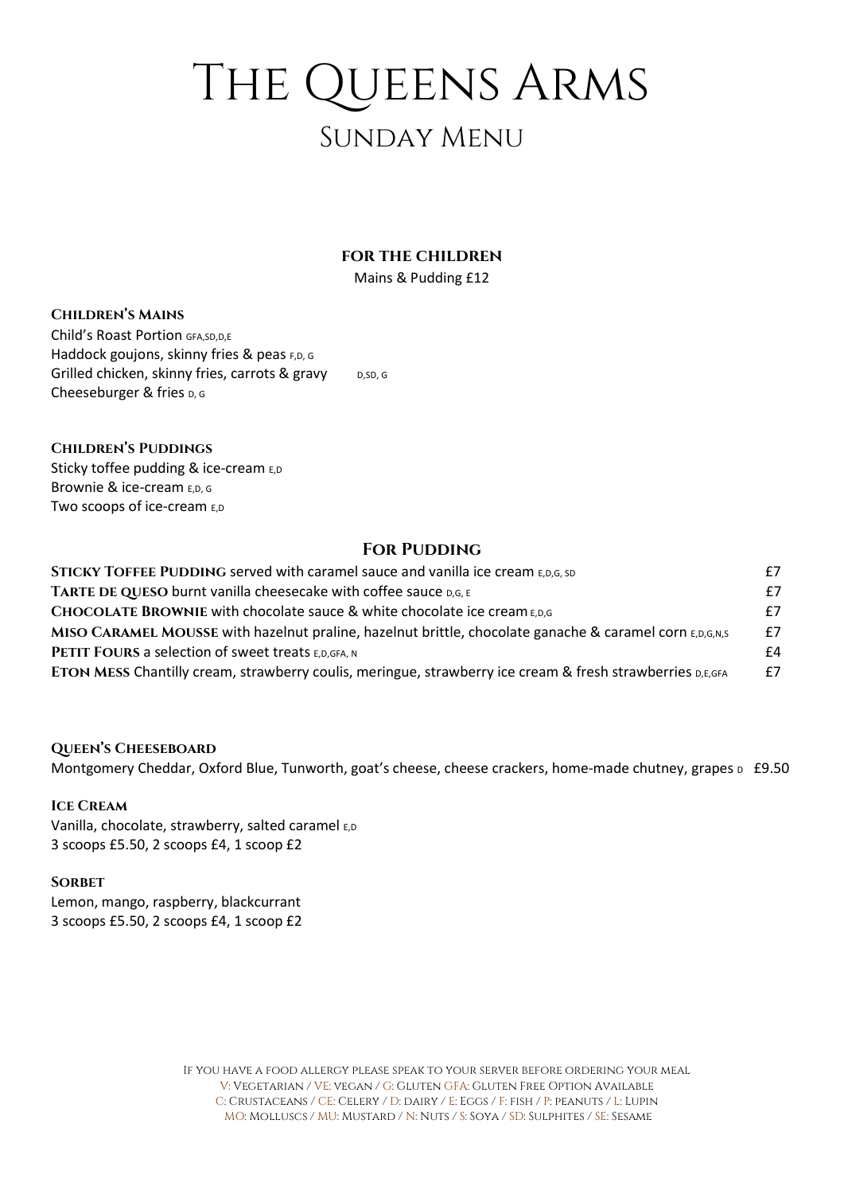# The Queens Arms

## Sunday Menu

### FOR THE CHILDREN

Mains & Pudding £12

**Children's Mains**

Child's Roast Portion GFA,SD,D,E
Haddock goujons, skinny fries & peas F,D, G
Grilled chicken, skinny fries, carrots & gravy D,SD, G
Cheeseburger & fries D, G

**Children's Puddings**

Sticky toffee pudding & ice-cream E,D
Brownie & ice-cream E,D, G
Two scoops of ice-cream E,D

### For Pudding

| | |
|---|---|
| **Sticky Toffee Pudding** served with caramel sauce and vanilla ice cream E,D,G, SD | £7 |
| **Tarte de Queso** burnt vanilla cheesecake with coffee sauce D,G, E | £7 |
| **Chocolate Brownie** with chocolate sauce & white chocolate ice cream E,D,G | £7 |
| **Miso Caramel Mousse** with hazelnut praline, hazelnut brittle, chocolate ganache & caramel corn E,D,G,N,S | £7 |
| **Petit Fours** a selection of sweet treats E,D,GFA, N | £4 |
| **Eton Mess** Chantilly cream, strawberry coulis, meringue, strawberry ice cream & fresh strawberries D,E,GFA | £7 |

**Queen's Cheeseboard**

Montgomery Cheddar, Oxford Blue, Tunworth, goat's cheese, cheese crackers, home-made chutney, grapes D £9.50

**Ice Cream**

Vanilla, chocolate, strawberry, salted caramel E,D
3 scoops £5.50, 2 scoops £4, 1 scoop £2

**Sorbet**

Lemon, mango, raspberry, blackcurrant
3 scoops £5.50, 2 scoops £4, 1 scoop £2

If you have a food allergy please speak to your server before ordering your meal
V: Vegetarian / VE: vegan / G: Gluten GFA: Gluten Free Option Available
C: Crustaceans / CE: Celery / D: dairy / E: Eggs / F: fish / P: peanuts / L: Lupin
MO: Molluscs / MU: Mustard / N: Nuts / S: Soya / SD: Sulphites / SE: Sesame